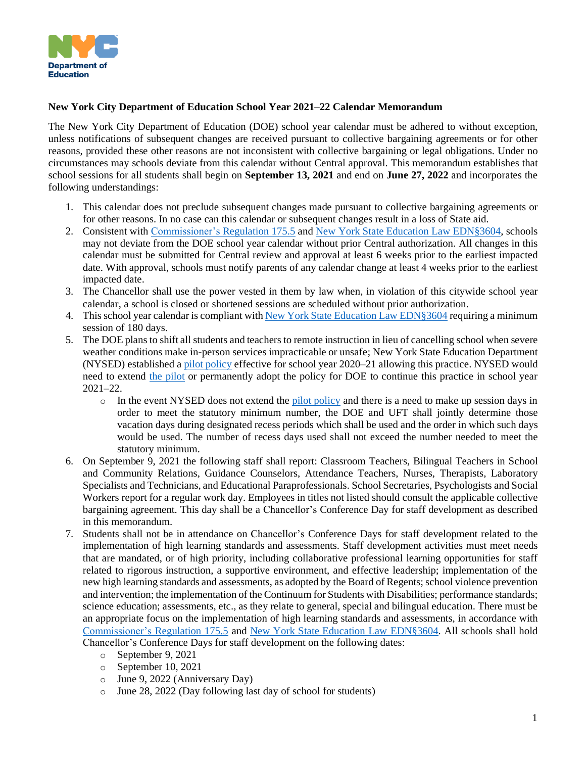**New York City Department of Education School Year 2021–22 Calendar Memorandum**

The New York City Department of Education (DOE) school year calendar must be adhered to without exception, unless notifications of subsequent changes are received pursuant to collective bargaining agreements or for other reasons, provided these other reasons are not inconsistent with collective bargaining or legal obligations. Under no circumstances may schools deviate from this calendar without Central approval. This memorandum establishes that school sessions for all students shall begin on **September 13, 2021** and end on **June 27, 2022** and incorporates the following understandings:

1. This calendar does not preclude subsequent changes made pursuant to collective bargaining agreements or for other reasons. In no case can this calendar or subsequent changes result in a loss of State aid.
2. Consistent with Commissioner's Regulation 175.5 and New York State Education Law EDN§3604, schools may not deviate from the DOE school year calendar without prior Central authorization. All changes in this calendar must be submitted for Central review and approval at least 6 weeks prior to the earliest impacted date. With approval, schools must notify parents of any calendar change at least 4 weeks prior to the earliest impacted date.
3. The Chancellor shall use the power vested in them by law when, in violation of this citywide school year calendar, a school is closed or shortened sessions are scheduled without prior authorization.
4. This school year calendar is compliant with New York State Education Law EDN§3604 requiring a minimum session of 180 days.
5. The DOE plans to shift all students and teachers to remote instruction in lieu of cancelling school when severe weather conditions make in-person services impracticable or unsafe; New York State Education Department (NYSED) established a pilot policy effective for school year 2020–21 allowing this practice. NYSED would need to extend the pilot or permanently adopt the policy for DOE to continue this practice in school year 2021–22.
   - In the event NYSED does not extend the pilot policy and there is a need to make up session days in order to meet the statutory minimum number, the DOE and UFT shall jointly determine those vacation days during designated recess periods which shall be used and the order in which such days would be used. The number of recess days used shall not exceed the number needed to meet the statutory minimum.
6. On September 9, 2021 the following staff shall report: Classroom Teachers, Bilingual Teachers in School and Community Relations, Guidance Counselors, Attendance Teachers, Nurses, Therapists, Laboratory Specialists and Technicians, and Educational Paraprofessionals. School Secretaries, Psychologists and Social Workers report for a regular work day. Employees in titles not listed should consult the applicable collective bargaining agreement. This day shall be a Chancellor's Conference Day for staff development as described in this memorandum.
7. Students shall not be in attendance on Chancellor's Conference Days for staff development related to the implementation of high learning standards and assessments. Staff development activities must meet needs that are mandated, or of high priority, including collaborative professional learning opportunities for staff related to rigorous instruction, a supportive environment, and effective leadership; implementation of the new high learning standards and assessments, as adopted by the Board of Regents; school violence prevention and intervention; the implementation of the Continuum for Students with Disabilities; performance standards; science education; assessments, etc., as they relate to general, special and bilingual education. There must be an appropriate focus on the implementation of high learning standards and assessments, in accordance with Commissioner's Regulation 175.5 and New York State Education Law EDN§3604. All schools shall hold Chancellor's Conference Days for staff development on the following dates:
   - September 9, 2021
   - September 10, 2021
   - June 9, 2022 (Anniversary Day)
   - June 28, 2022 (Day following last day of school for students)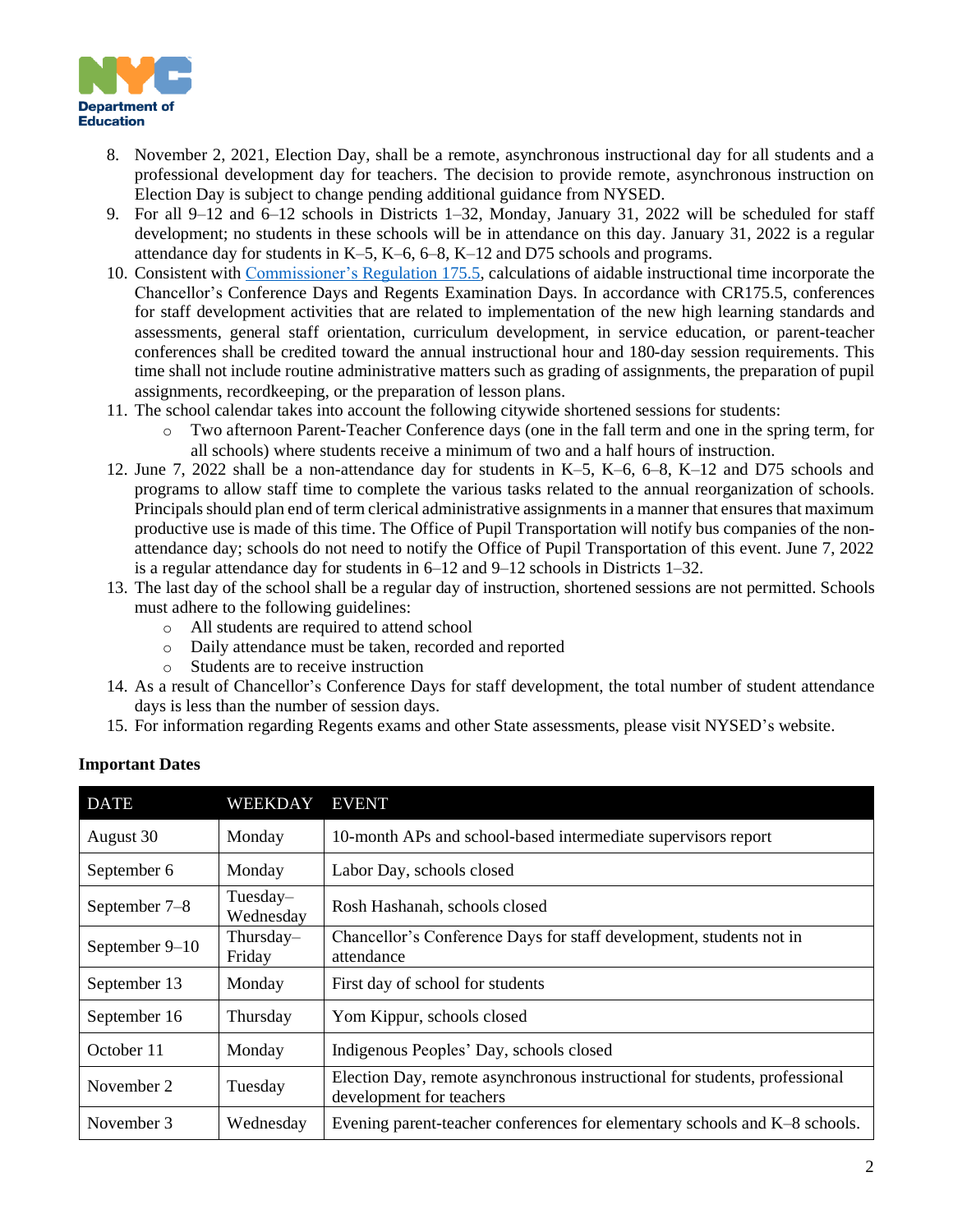8. November 2, 2021, Election Day, shall be a remote, asynchronous instructional day for all students and a professional development day for teachers. The decision to provide remote, asynchronous instruction on Election Day is subject to change pending additional guidance from NYSED.
9. For all 9–12 and 6–12 schools in Districts 1–32, Monday, January 31, 2022 will be scheduled for staff development; no students in these schools will be in attendance on this day. January 31, 2022 is a regular attendance day for students in K–5, K–6, 6–8, K–12 and D75 schools and programs.
10. Consistent with Commissioner's Regulation 175.5, calculations of aidable instructional time incorporate the Chancellor's Conference Days and Regents Examination Days. In accordance with CR175.5, conferences for staff development activities that are related to implementation of the new high learning standards and assessments, general staff orientation, curriculum development, in service education, or parent-teacher conferences shall be credited toward the annual instructional hour and 180-day session requirements. This time shall not include routine administrative matters such as grading of assignments, the preparation of pupil assignments, recordkeeping, or the preparation of lesson plans.
11. The school calendar takes into account the following citywide shortened sessions for students:
    - Two afternoon Parent-Teacher Conference days (one in the fall term and one in the spring term, for all schools) where students receive a minimum of two and a half hours of instruction.
12. June 7, 2022 shall be a non-attendance day for students in K–5, K–6, 6–8, K–12 and D75 schools and programs to allow staff time to complete the various tasks related to the annual reorganization of schools. Principals should plan end of term clerical administrative assignments in a manner that ensures that maximum productive use is made of this time. The Office of Pupil Transportation will notify bus companies of the non-attendance day; schools do not need to notify the Office of Pupil Transportation of this event. June 7, 2022 is a regular attendance day for students in 6–12 and 9–12 schools in Districts 1–32.
13. The last day of the school shall be a regular day of instruction, shortened sessions are not permitted. Schools must adhere to the following guidelines:
    - All students are required to attend school
    - Daily attendance must be taken, recorded and reported
    - Students are to receive instruction
14. As a result of Chancellor's Conference Days for staff development, the total number of student attendance days is less than the number of session days.
15. For information regarding Regents exams and other State assessments, please visit NYSED's website.

**Important Dates**

| DATE | WEEKDAY | EVENT |
|---|---|---|
| August 30 | Monday | 10-month APs and school-based intermediate supervisors report |
| September 6 | Monday | Labor Day, schools closed |
| September 7–8 | Tuesday–Wednesday | Rosh Hashanah, schools closed |
| September 9–10 | Thursday–Friday | Chancellor's Conference Days for staff development, students not in attendance |
| September 13 | Monday | First day of school for students |
| September 16 | Thursday | Yom Kippur, schools closed |
| October 11 | Monday | Indigenous Peoples' Day, schools closed |
| November 2 | Tuesday | Election Day, remote asynchronous instructional for students, professional development for teachers |
| November 3 | Wednesday | Evening parent-teacher conferences for elementary schools and K–8 schools. |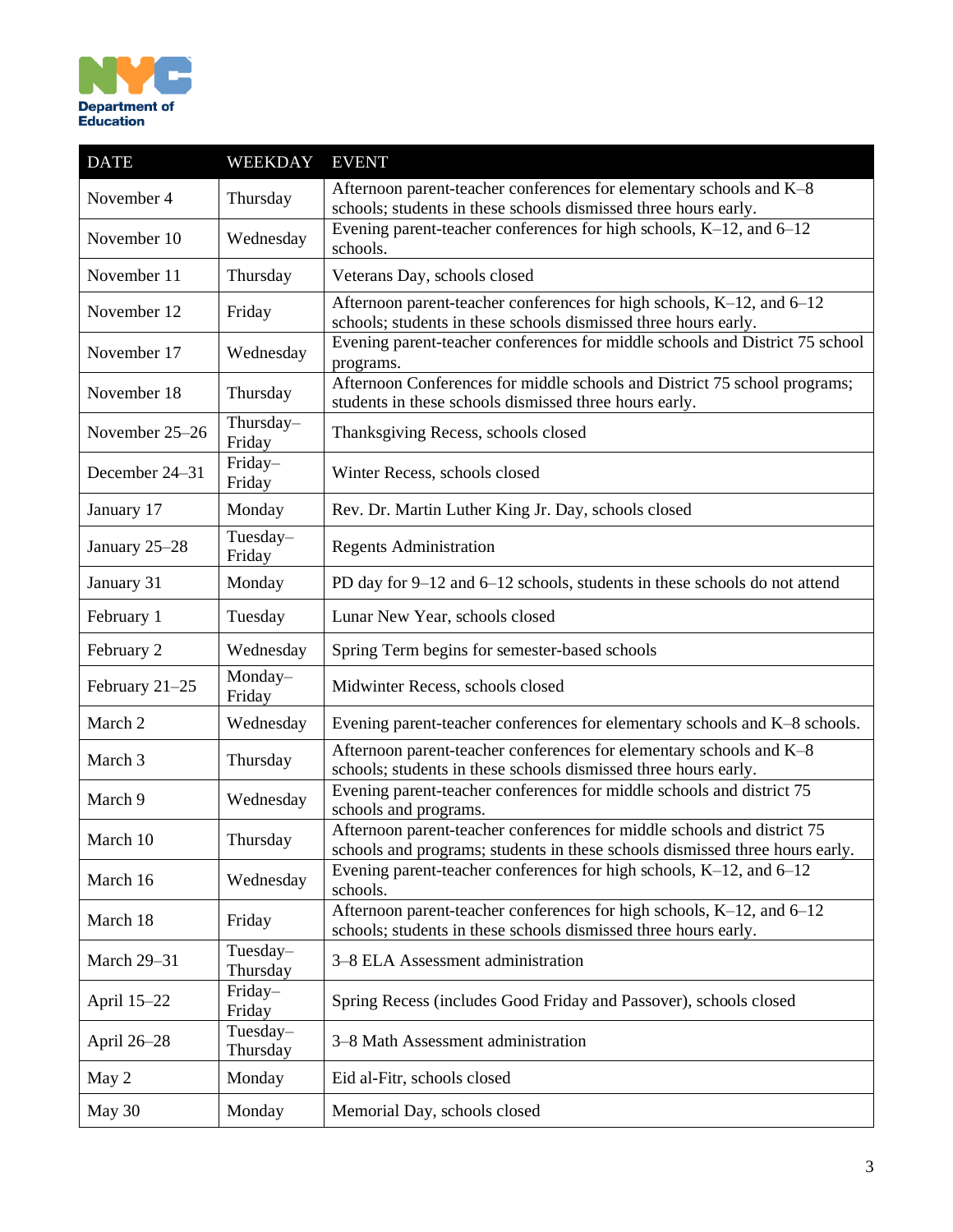| DATE | WEEKDAY | EVENT |
|---|---|---|
| November 4 | Thursday | Afternoon parent-teacher conferences for elementary schools and K–8 schools; students in these schools dismissed three hours early. |
| November 10 | Wednesday | Evening parent-teacher conferences for high schools, K–12, and 6–12 schools. |
| November 11 | Thursday | Veterans Day, schools closed |
| November 12 | Friday | Afternoon parent-teacher conferences for high schools, K–12, and 6–12 schools; students in these schools dismissed three hours early. |
| November 17 | Wednesday | Evening parent-teacher conferences for middle schools and District 75 school programs. |
| November 18 | Thursday | Afternoon Conferences for middle schools and District 75 school programs; students in these schools dismissed three hours early. |
| November 25–26 | Thursday–Friday | Thanksgiving Recess, schools closed |
| December 24–31 | Friday–Friday | Winter Recess, schools closed |
| January 17 | Monday | Rev. Dr. Martin Luther King Jr. Day, schools closed |
| January 25–28 | Tuesday–Friday | Regents Administration |
| January 31 | Monday | PD day for 9–12 and 6–12 schools, students in these schools do not attend |
| February 1 | Tuesday | Lunar New Year, schools closed |
| February 2 | Wednesday | Spring Term begins for semester-based schools |
| February 21–25 | Monday–Friday | Midwinter Recess, schools closed |
| March 2 | Wednesday | Evening parent-teacher conferences for elementary schools and K–8 schools. |
| March 3 | Thursday | Afternoon parent-teacher conferences for elementary schools and K–8 schools; students in these schools dismissed three hours early. |
| March 9 | Wednesday | Evening parent-teacher conferences for middle schools and district 75 schools and programs. |
| March 10 | Thursday | Afternoon parent-teacher conferences for middle schools and district 75 schools and programs; students in these schools dismissed three hours early. |
| March 16 | Wednesday | Evening parent-teacher conferences for high schools, K–12, and 6–12 schools. |
| March 18 | Friday | Afternoon parent-teacher conferences for high schools, K–12, and 6–12 schools; students in these schools dismissed three hours early. |
| March 29–31 | Tuesday–Thursday | 3–8 ELA Assessment administration |
| April 15–22 | Friday–Friday | Spring Recess (includes Good Friday and Passover), schools closed |
| April 26–28 | Tuesday–Thursday | 3–8 Math Assessment administration |
| May 2 | Monday | Eid al-Fitr, schools closed |
| May 30 | Monday | Memorial Day, schools closed |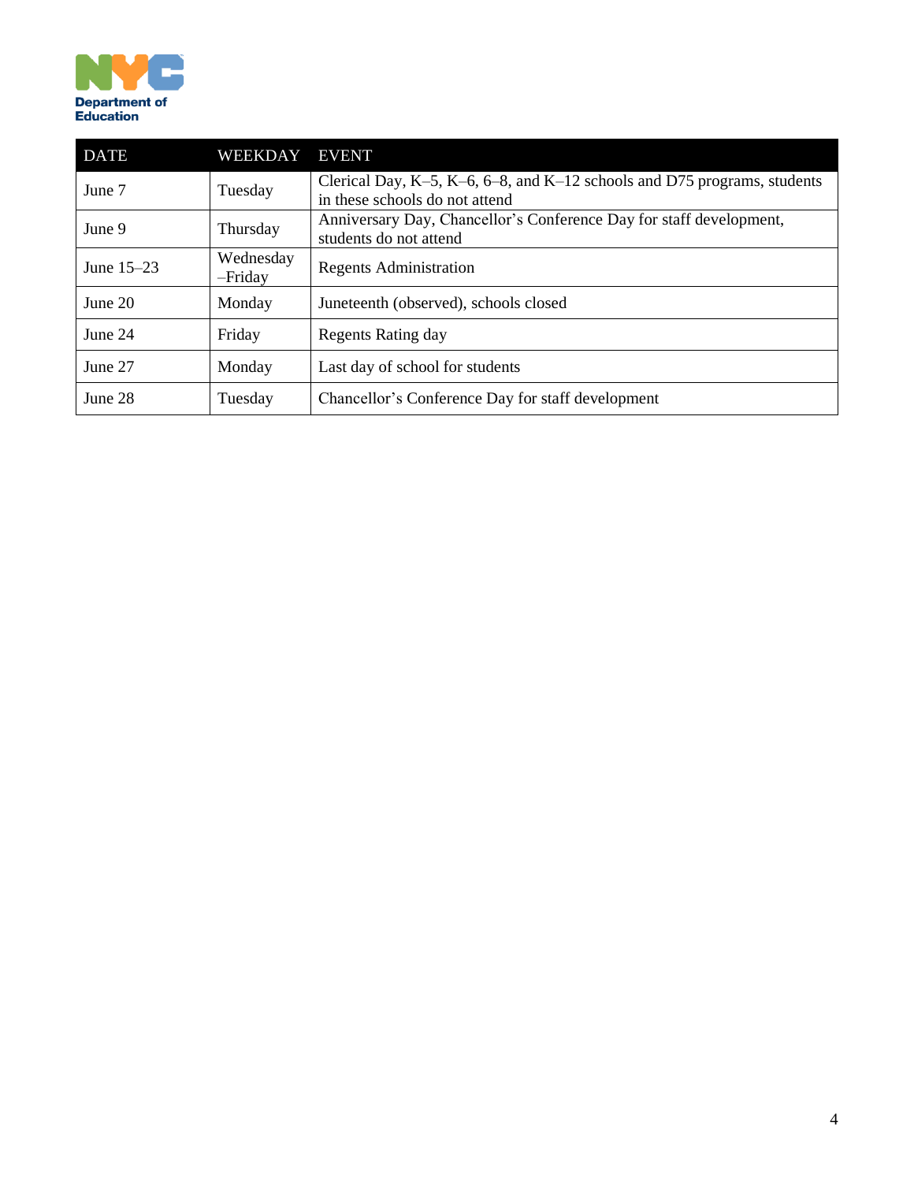| DATE | WEEKDAY | EVENT |
| --- | --- | --- |
| June 7 | Tuesday | Clerical Day, K–5, K–6, 6–8, and K–12 schools and D75 programs, students in these schools do not attend |
| June 9 | Thursday | Anniversary Day, Chancellor's Conference Day for staff development, students do not attend |
| June 15–23 | Wednesday –Friday | Regents Administration |
| June 20 | Monday | Juneteenth (observed), schools closed |
| June 24 | Friday | Regents Rating day |
| June 27 | Monday | Last day of school for students |
| June 28 | Tuesday | Chancellor's Conference Day for staff development |